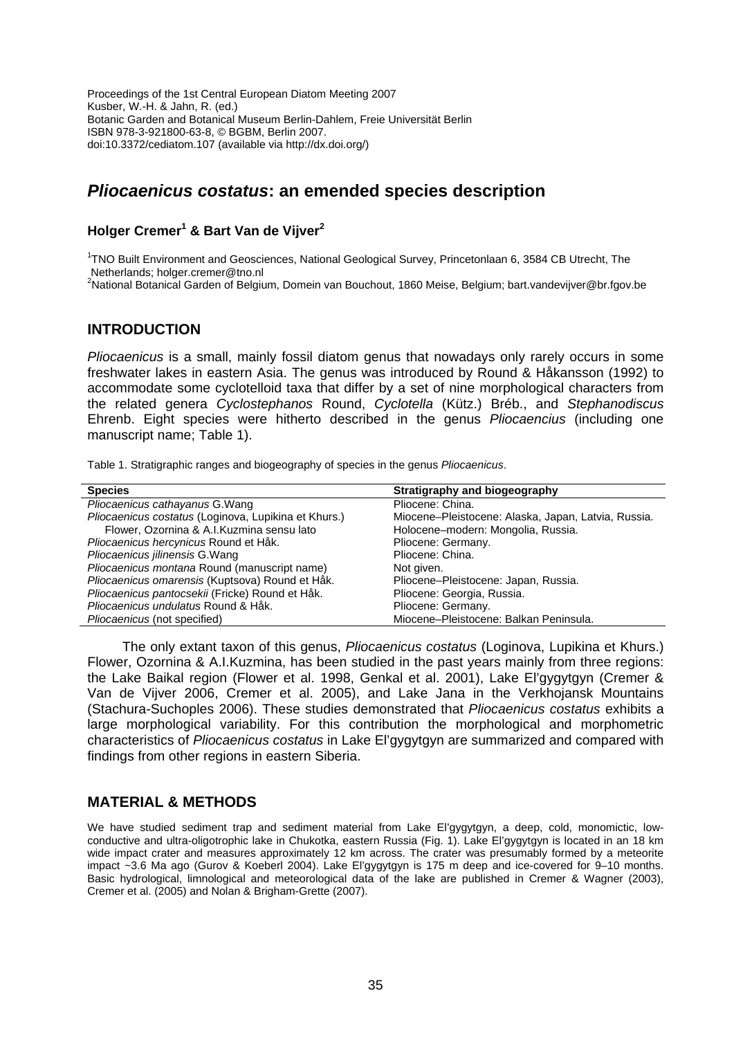Proceedings of the 1st Central European Diatom Meeting 2007
Kusber, W.-H. & Jahn, R. (ed.)
Botanic Garden and Botanical Museum Berlin-Dahlem, Freie Universität Berlin
ISBN 978-3-921800-63-8, © BGBM, Berlin 2007.
doi:10.3372/cediatom.107 (available via http://dx.doi.org/)

# *Pliocaenicus costatus*: an emended species description

### Holger Cremer[1] & Bart Van de Vijver[2]

[1]TNO Built Environment and Geosciences, National Geological Survey, Princetonlaan 6, 3584 CB Utrecht, The Netherlands; holger.cremer@tno.nl
[2]National Botanical Garden of Belgium, Domein van Bouchout, 1860 Meise, Belgium; bart.vandevijver@br.fgov.be

## INTRODUCTION

*Pliocaenicus* is a small, mainly fossil diatom genus that nowadays only rarely occurs in some freshwater lakes in eastern Asia. The genus was introduced by Round & Håkansson (1992) to accommodate some cyclotelloid taxa that differ by a set of nine morphological characters from the related genera *Cyclostephanos* Round, *Cyclotella* (Kütz.) Bréb., and *Stephanodiscus* Ehrenb. Eight species were hitherto described in the genus *Pliocaencius* (including one manuscript name; Table 1).

Table 1. Stratigraphic ranges and biogeography of species in the genus *Pliocaenicus*.

| Species | Stratigraphy and biogeography |
|---|---|
| *Pliocaenicus cathayanus* G.Wang | Pliocene: China. |
| *Pliocaenicus costatus* (Loginova, Lupikina et Khurs.) Flower, Ozornina & A.I.Kuzmina sensu lato | Miocene–Pleistocene: Alaska, Japan, Latvia, Russia. Holocene–modern: Mongolia, Russia. |
| *Pliocaenicus hercynicus* Round et Håk. | Pliocene: Germany. |
| *Pliocaenicus jilinensis* G.Wang | Pliocene: China. |
| *Pliocaenicus montana* Round (manuscript name) | Not given. |
| *Pliocaenicus omarensis* (Kuptsova) Round et Håk. | Pliocene–Pleistocene: Japan, Russia. |
| *Pliocaenicus pantocsekii* (Fricke) Round et Håk. | Pliocene: Georgia, Russia. |
| *Pliocaenicus undulatus* Round & Håk. | Pliocene: Germany. |
| *Pliocaenicus* (not specified) | Miocene–Pleistocene: Balkan Peninsula. |

The only extant taxon of this genus, *Pliocaenicus costatus* (Loginova, Lupikina et Khurs.) Flower, Ozornina & A.I.Kuzmina, has been studied in the past years mainly from three regions: the Lake Baikal region (Flower et al. 1998, Genkal et al. 2001), Lake El'gygytgyn (Cremer & Van de Vijver 2006, Cremer et al. 2005), and Lake Jana in the Verkhojansk Mountains (Stachura-Suchoples 2006). These studies demonstrated that *Pliocaenicus costatus* exhibits a large morphological variability. For this contribution the morphological and morphometric characteristics of *Pliocaenicus costatus* in Lake El'gygytgyn are summarized and compared with findings from other regions in eastern Siberia.

## MATERIAL & METHODS

We have studied sediment trap and sediment material from Lake El'gygytgyn, a deep, cold, monomictic, low-conductive and ultra-oligotrophic lake in Chukotka, eastern Russia (Fig. 1). Lake El'gygytgyn is located in an 18 km wide impact crater and measures approximately 12 km across. The crater was presumably formed by a meteorite impact ~3.6 Ma ago (Gurov & Koeberl 2004). Lake El'gygytgyn is 175 m deep and ice-covered for 9–10 months. Basic hydrological, limnological and meteorological data of the lake are published in Cremer & Wagner (2003), Cremer et al. (2005) and Nolan & Brigham-Grette (2007).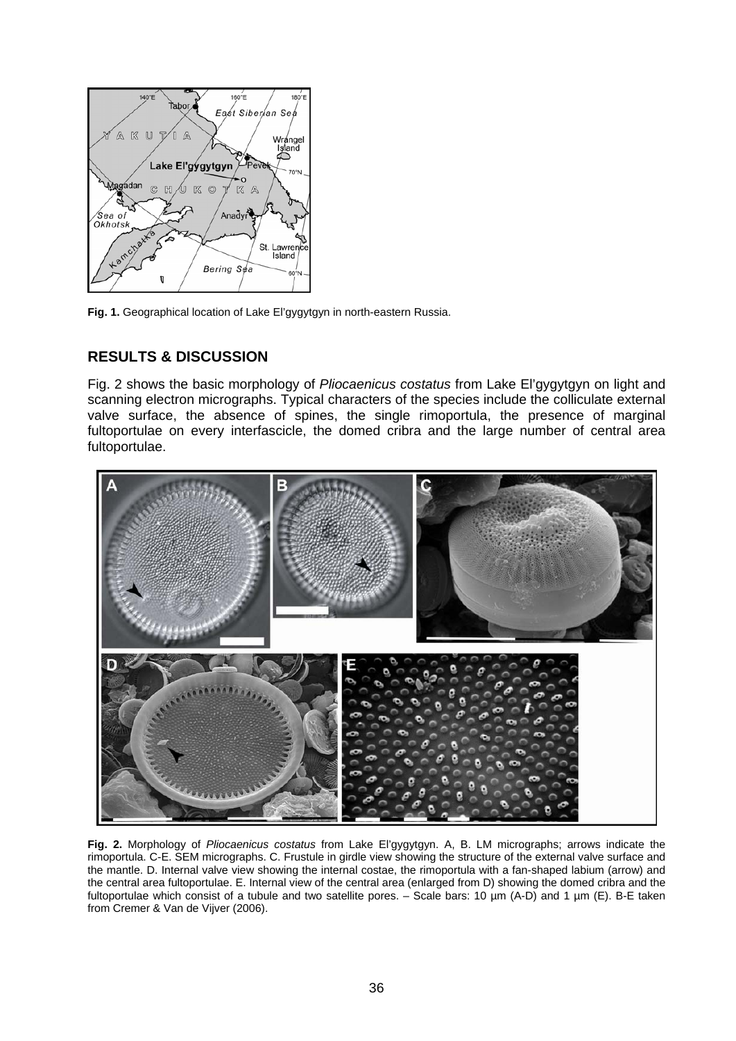**Fig. 1.** Geographical location of Lake El'gygytgyn in north-eastern Russia.

## RESULTS & DISCUSSION

Fig. 2 shows the basic morphology of *Pliocaenicus costatus* from Lake El'gygytgyn on light and scanning electron micrographs. Typical characters of the species include the colliculate external valve surface, the absence of spines, the single rimoportula, the presence of marginal fultoportulae on every interfascicle, the domed cribra and the large number of central area fultoportulae.

**Fig. 2.** Morphology of *Pliocaenicus costatus* from Lake El'gygytgyn. A, B. LM micrographs; arrows indicate the rimoportula. C-E. SEM micrographs. C. Frustule in girdle view showing the structure of the external valve surface and the mantle. D. Internal valve view showing the internal costae, the rimoportula with a fan-shaped labium (arrow) and the central area fultoportulae. E. Internal view of the central area (enlarged from D) showing the domed cribra and the fultoportulae which consist of a tubule and two satellite pores. – Scale bars: 10 µm (A-D) and 1 µm (E). B-E taken from Cremer & Van de Vijver (2006).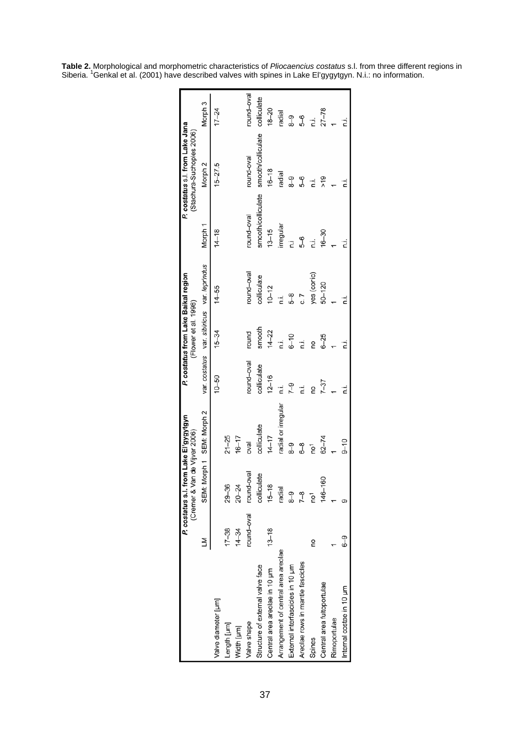**Table 2.** Morphological and morphometric characteristics of *Pliocaencius costatus* s.l. from three different regions in Siberia. [1]Genkal et al. (2001) have described valves with spines in Lake El'gygytgyn. N.i.: no information.

| | *P. costatus* s.l. from Lake El'gygytgyn (Cremer & Van de Vijver 2006) | | | *P. costatus* from Lake Baikal region (Flower et al. 1998) | | | *P. costatus* s.l. from Lake Jana (Stachura-Suchoples 2006) | | |
|---|---|---|---|---|---|---|---|---|---|
| | LM | SEM: Morph 1 | SEM: Morph 2 | var. *costatus* | var. *sibiricus* | var. *leprindus* | Morph 1 | Morph 2 | Morph 3 |
| Valve diameter [µm] | | | | 10–50 | 15–34 | 14–55 | 14–18 | 15–27.5 | 17–24 |
| Length [µm] | 17–38 | 29–36 | 21–25 | | | | | | |
| Width [µm] | 14–34 | 20–24 | 16–17 | | | | | | |
| Valve shape | round–oval | round–oval | oval | round–oval | round | round–oval | round–oval | round–oval | round–oval |
| Structure of external valve face | | colliculate | colliculate | colliculate | smooth | colliculate | smooth/colliculate | smooth/colliculate | colliculate |
| Central area areolae in 10 µm | 13–18 | 15–18 | 14–17 | 12–16 | 14–22 | 10–12 | 13–15 | 16–18 | 18–20 |
| Arrangement of central area areolae | | radial | radial or irregular | n.i. | n.i. | n.i. | irregular | radial | radial |
| External interfascicles in 10 µm | | 8–9 | 8–9 | 7–9 | 6–10 | 5–8 | n.i. | 8–9 | 8–9 |
| Areolae rows in mantle fascicles | | 7–8 | 6–8 | n.i. | n.i. | c. 7 | 5–6 | 5–6 | 5–6 |
| Spines | no | no[1] | no[1] | no | no | yes (conic) | n.i. | n.i. | n.i. |
| Central area fultoportulae | | 146–160 | 62–74 | 7–37 | 6–25 | 50–120 | 16–30 | >19 | 27–78 |
| Rimoportulae | 1 | 1 | 1 | 1 | 1 | 1 | 1 | 1 | 1 |
| Internal costae in 10 µm | 6–9 | 9 | 9–10 | n.i. | n.i. | n.i. | n.i. | n.i. | n.i. |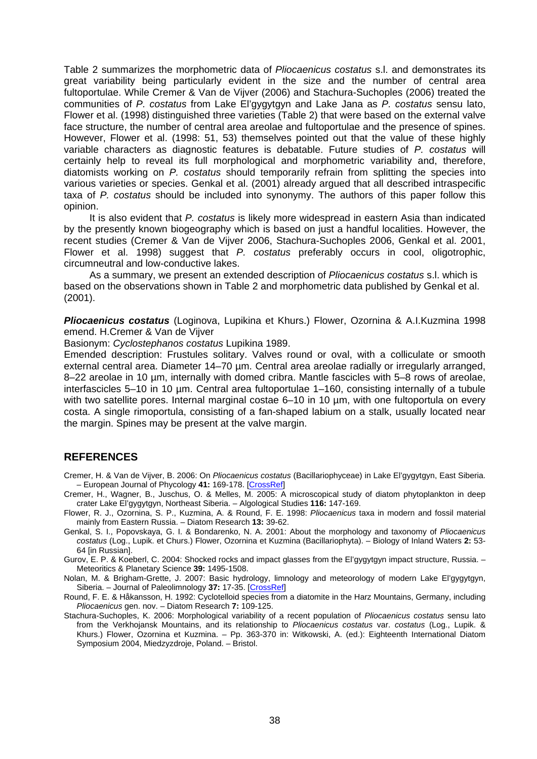Table 2 summarizes the morphometric data of *Pliocaenicus costatus* s.l. and demonstrates its great variability being particularly evident in the size and the number of central area fultoportulae. While Cremer & Van de Vijver (2006) and Stachura-Suchoples (2006) treated the communities of *P. costatus* from Lake El'gygytgyn and Lake Jana as *P. costatus* sensu lato, Flower et al. (1998) distinguished three varieties (Table 2) that were based on the external valve face structure, the number of central area areolae and fultoportulae and the presence of spines. However, Flower et al. (1998: 51, 53) themselves pointed out that the value of these highly variable characters as diagnostic features is debatable. Future studies of *P. costatus* will certainly help to reveal its full morphological and morphometric variability and, therefore, diatomists working on *P. costatus* should temporarily refrain from splitting the species into various varieties or species. Genkal et al. (2001) already argued that all described intraspecific taxa of *P. costatus* should be included into synonymy. The authors of this paper follow this opinion.

It is also evident that *P. costatus* is likely more widespread in eastern Asia than indicated by the presently known biogeography which is based on just a handful localities. However, the recent studies (Cremer & Van de Vijver 2006, Stachura-Suchoples 2006, Genkal et al. 2001, Flower et al. 1998) suggest that *P. costatus* preferably occurs in cool, oligotrophic, circumneutral and low-conductive lakes.

As a summary, we present an extended description of *Pliocaenicus costatus* s.l. which is based on the observations shown in Table 2 and morphometric data published by Genkal et al. (2001).

***Pliocaenicus costatus*** (Loginova, Lupikina et Khurs.) Flower, Ozornina & A.I.Kuzmina 1998 emend. H.Cremer & Van de Vijver

Basionym: *Cyclostephanos costatus* Lupikina 1989.

Emended description: Frustules solitary. Valves round or oval, with a colliculate or smooth external central area. Diameter 14–70 µm. Central area areolae radially or irregularly arranged, 8–22 areolae in 10 µm, internally with domed cribra. Mantle fascicles with 5–8 rows of areolae, interfascicles 5–10 in 10 µm. Central area fultoportulae 1–160, consisting internally of a tubule with two satellite pores. Internal marginal costae 6–10 in 10 µm, with one fultoportula on every costa. A single rimoportula, consisting of a fan-shaped labium on a stalk, usually located near the margin. Spines may be present at the valve margin.

## REFERENCES

Cremer, H. & Van de Vijver, B. 2006: On *Pliocaenicus costatus* (Bacillariophyceae) in Lake El'gygytgyn, East Siberia. – European Journal of Phycology **41:** 169-178. [CrossRef]

Cremer, H., Wagner, B., Juschus, O. & Melles, M. 2005: A microscopical study of diatom phytoplankton in deep crater Lake El'gygytgyn, Northeast Siberia. – Algological Studies **116:** 147-169.

Flower, R. J., Ozornina, S. P., Kuzmina, A. & Round, F. E. 1998: *Pliocaenicus* taxa in modern and fossil material mainly from Eastern Russia. – Diatom Research **13:** 39-62.

Genkal, S. I., Popovskaya, G. I. & Bondarenko, N. A. 2001: About the morphology and taxonomy of *Pliocaenicus costatus* (Log., Lupik. et Churs.) Flower, Ozornina et Kuzmina (Bacillariophyta). – Biology of Inland Waters **2:** 53-64 [in Russian].

Gurov, E. P. & Koeberl, C. 2004: Shocked rocks and impact glasses from the El'gygytgyn impact structure, Russia. – Meteoritics & Planetary Science **39:** 1495-1508.

Nolan, M. & Brigham-Grette, J. 2007: Basic hydrology, limnology and meteorology of modern Lake El'gygytgyn, Siberia. – Journal of Paleolimnology **37:** 17-35. [CrossRef]

Round, F. E. & Håkansson, H. 1992: Cyclotelloid species from a diatomite in the Harz Mountains, Germany, including *Pliocaenicus* gen. nov. – Diatom Research **7:** 109-125.

Stachura-Suchoples, K. 2006: Morphological variability of a recent population of *Pliocaenicus costatus* sensu lato from the Verkhojansk Mountains, and its relationship to *Pliocaenicus costatus* var. *costatus* (Log., Lupik. & Khurs.) Flower, Ozornina et Kuzmina. – Pp. 363-370 in: Witkowski, A. (ed.): Eighteenth International Diatom Symposium 2004, Miedzyzdroje, Poland. – Bristol.